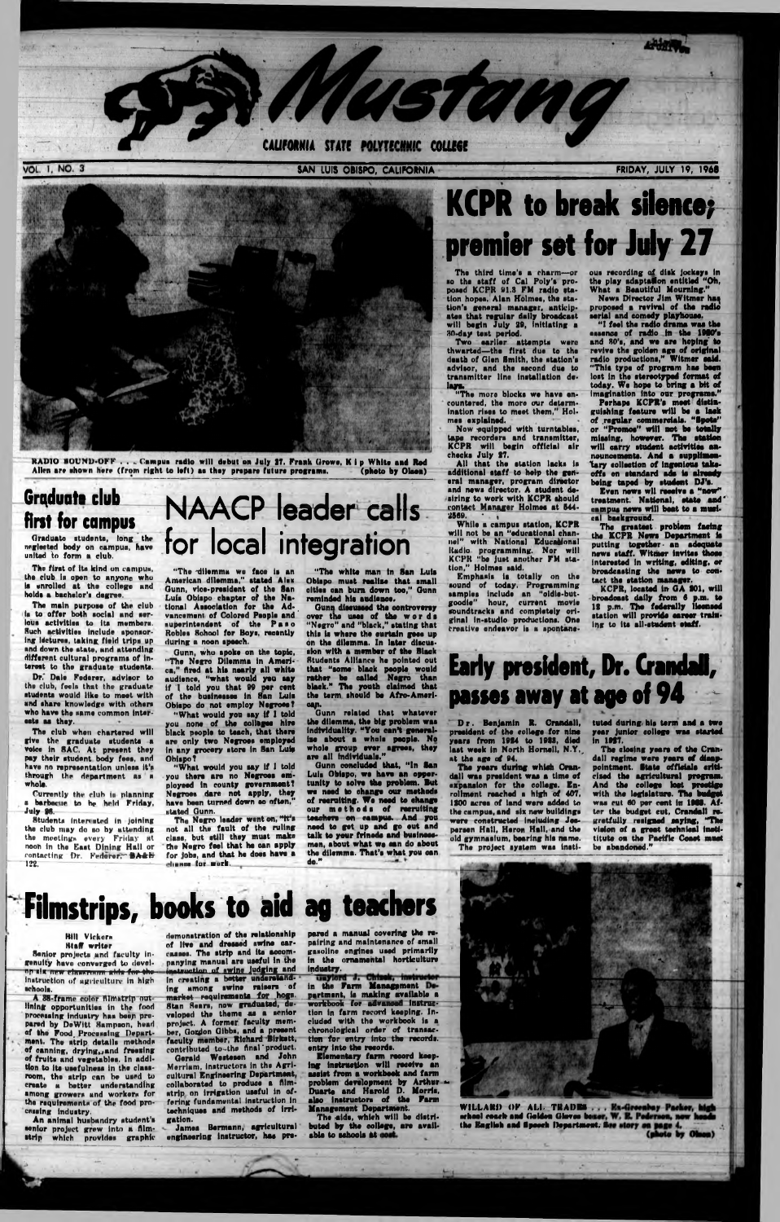# Mustang

CALIFORNIA STATE POLYTECHNIC COLLEGE

VOL. 1, NO. 3 — SAN LUIS OBISPO, CALIFORNIA — FRIDAY, JULY 19, 1968

RADIO SOUND-OFF . . . Campus radio will debut on July 27. Frank Growe, Kip White and Rod Allen are shown here (from right to left) as they prepare future programs. (photo by Olsen)

## KCPR to break silence; premier set for July 27

The third time's a charm—or so the staff of Cal Poly's proposed KCPR 91.3 FM radio station hopes. Alan Holmes, the station's general manager, anticipates that regular daily broadcast will begin July 29, initiating a 30-day test period.

Two earlier attempts were thwarted—the first due to the death of Glen Smith, the station's advisor, and the second due to transmitter line installation delays.

"The more blocks we have encountered, the more our determination rises to meet them," Holmes explained.

Now equipped with turntables, tape recorders and transmitter, KCPR will begin official air checks July 27.

All that the station lacks is additional staff to help the general manager, program director and news director. A student desiring to work with KCPR should contact Manager Holmes at 544-2589.

While a campus station, KCPR will not be an "educational channel" with National Educational Radio programming. Nor will KCPR "be just another FM station," Holmes said.

Emphasis is totally on the sound of today. Programming samples include an "oldie-but-goodie" hour, current movie soundtracks and completely original in-studio productions. One creative endeavor is a spontaneous recording of disk jockeys in the play adaptation entitled "Oh, What a Beautiful Mourning."

News Director Jim Witmer has proposed a revival of the radio serial and comedy playhouse.

"I feel the radio drama was the essence of radio in the 1930's and 40's, and we are hoping to revive the golden age of original radio productions," Witmer said. "This type of program has been lost in the stereotyped format of today. We hope to bring a bit of imagination into our programs."

Perhaps KCPR's most distinguishing feature will be a lack of regular commercials. "Spots" or "Promos" will not be totally missing, however. The station will carry student activities announcements. And a supplementary collection of ingenious take-offs on standard ads is already being taped by student DJ's.

Even news will receive a "now" treatment. National, state and campus news will beat to a musical background.

The greatest problem facing the KCPR News Department is putting together an adequate news staff. Witmer invites those interested in writing, editing, or broadcasting the news to contact the station manager.

KCPR, located in GA 201, will broadcast daily from 6 p.m. to 12 p.m. The federally licensed station will provide career training to its all-student staff.

## Graduate club first for campus

Graduate students, long the neglected body on campus, have united to form a club.

The first of its kind on campus, the club is open to anyone who is enrolled at the college and holds a bachelor's degree.

The main purpose of the club is to offer both social and serious activities to its members. Such activities include sponsoring lectures, taking field trips up and down the state, and attending different cultural programs of interest to the graduate students.

Dr. Dale Federer, advisor to the club, feels that the graduate students would like to meet with and share knowledge with others who have the same common interests as they.

The club when chartered will give the graduate students a voice in SAC. At present they pay their student body fees, and have no representation unless it's through the department as a whole.

Currently the club is planning a barbecue to be held Friday, July 26.

Students interested in joining the club may do so by attending the meetings every Friday at noon in the East Dining Hall or contacting Dr. Federer, BA&E 122.

## NAACP leader calls for local integration

"The dilemma we face is an American dilemma," stated Alex Gunn, vice-president of the San Luis Obispo chapter of the National Association for the Advancement of Colored People and superintendent of the Paso Robles School for Boys, recently during a noon speech.

Gunn, who spoke on the topic, "The Negro Dilemma in America," fired at his nearly all white audience, "what would you say if I told you that 99 per cent of the businesses in San Luis Obispo do not employ Negroes?

"What would you say if I told you none of the colleges hire black people to teach, that there are only two Negroes employed in any grocery store in San Luis Obispo?

"What would you say if I told you there are no Negroes employed in county government? Negroes dare not apply, they have been turned down so often," stated Gunn.

The Negro leader went on, "It's not all the fault of the ruling class, but still they must make the Negro feel that he can apply for jobs, and that he does have a chance for work.

"The white man in San Luis Obispo must realize that small cities can burn down too," Gunn reminded his audience.

Gunn discussed the controversy over the uses of the words "Negro" and "black," stating that this is where the curtain goes up on the dilemma. In later discussion with a member of the Black Students Alliance he pointed out that "some black people would rather be called Negro than black." The youth claimed that the term should be Afro-American.

Gunn related that whatever the dilemma, the big problem was individuality. "You can't generalize about a whole people. No whole group ever agrees, they are all individuals."

Gunn concluded that, "In San Luis Obispo, we have an opportunity to solve the problem. But we need to change our methods of recruiting. We need to change our methods of recruiting teachers on campus. And you need to get up and go out and talk to your friends and businessmen, about what we can do about the dilemma. That's what you can do."

## Early president, Dr. Crandall, passes away at age of 94

Dr. Benjamin R. Crandall, president of the college for nine years from 1924 to 1933, died last week in North Hornell, N.Y., at the age of 94.

The years during which Crandall was president was a time of expansion for the college. Enrollment reached a high of 407, 1200 acres of land were added to the campus, and six new buildings were constructed including Jespersen Hall, Heron Hall, and the old gymnasium, bearing his name.

The project system was instituted during his term and a two year junior college was started in 1927.

The closing years of the Crandall regime were years of disappointment. State officials criticized the agricultural program. And the college lost prestige with the legislature. The budget was cut 60 per cent in 1933. After the budget cut, Crandall regretfully resigned saying, "The vision of a great technical institute on the Pacific Coast must be abandoned."

## Filmstrips, books to aid ag teachers

**Bill Vickers**
*Staff writer*

Senior projects and faculty ingenuity have converged to develop six new classroom aids for the instruction of agriculture in high schools.

A 38-frame color filmstrip outlining opportunities in the food processing industry has been prepared by DeWitt Sampson, head of the Food Processing Department. The strip details methods of canning, drying, and freezing of fruits and vegetables. In addition to its usefulness in the classroom, the strip can be used to create a better understanding among growers and workers for the requirements of the food processing industry.

An animal husbandry student's senior project grew into a filmstrip which provides graphic demonstration of the relationship of live and dressed swine carcasses. The strip and its accompanying manual are useful in the instruction of swine judging and in creating a better understanding among swine raisers of market requirements for hogs. Stan Sears, now graduated, developed the theme as a senior project. A former faculty member, Gordon Gibbs, and a present faculty member, Richard Birkett, contributed to the final product.

Gerald Westesen and John Merriam, instructors in the Agricultural Engineering Department, collaborated to produce a filmstrip on irrigation useful in offering fundamental instruction in techniques and methods of irrigation.

James Bermann, agricultural engineering instructor, has prepared a manual covering the repairing and maintenance of small gasoline engines used primarily in the ornamental horticulture industry.

Gaylord J. Chizek, instructor in the Farm Management Department, is making available a workbook for advanced instruction in farm record keeping. Included with the workbook is a chronological order of transaction for entry into the records.

Elementary farm record keeping instruction will receive an assist from a workbook and farm problem development by Arthur Duarte and Harold D. Morris, also instructors of the Farm Management Department.

The aids, which will be distributed by the college, are available to schools at cost.

WILLARD OF ALL TRADES . . . Ex-Greenbay Packer, high school coach and Golden Gloves boxer, W. E. Federer, now heads the English and Speech Department. See story on page 4. (photo by Olsen)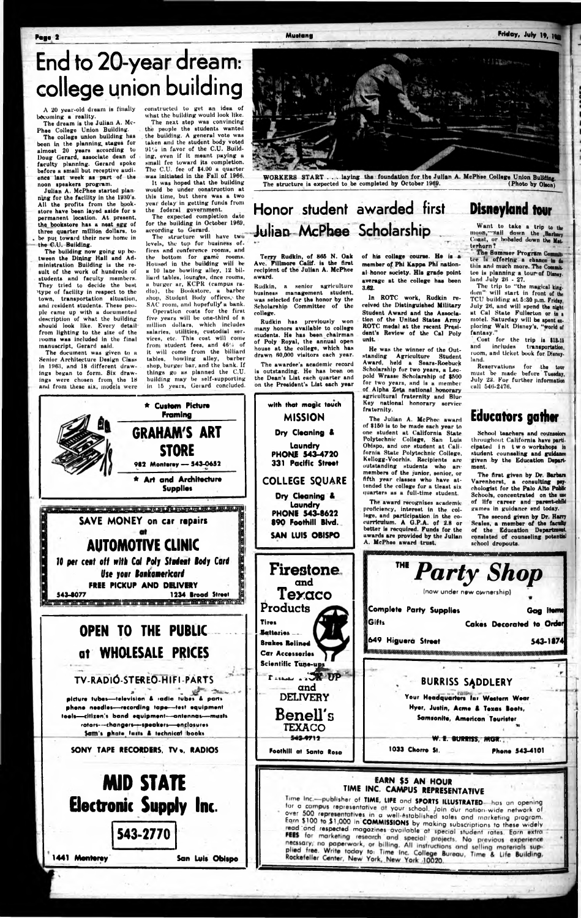# End to 20-year dream: college union building

A 20 year-old dream is finally becoming a reality.

The dream is the Julian A. McPhee College Union Building.

The college union building has been in the planning stages for almost 20 years according to Doug Gerard, associate dean of faculty planning. Gerard spoke before a small but receptive audience last week as part of the noon speakers program.

Julian A. McPhee started planning for the facility in the 1930's. All the profits from the bookstore have been layed aside for a permanent location. At present, the bookstore has a nest egg of three quarter million dollars, to be put toward their new home in the C.U. Building.

The building now going up between the Dining Hall and Administration Building is the result of the work of hundreds of students and faculty members. They tried to decide the best type of facility in respect to the town, transportation situation, and resident students. These people came up with a documented description of what the building should look like. Every detail from lighting to the size of the rooms was included in the final manuscript, Gerard said.

The document was given to a Senior Architecture Design Class in 1963, and 18 different drawings began to form. Six drawings were chosen from the 18 and from these six, models were constructed to get an idea of what the building would look like.

The next step was convincing the people the students wanted the building. A general vote was taken and the student body voted 91% in favor of the C.U. Building, even if it meant paying a small fee toward its completion. The C.U. fee of $4.00 a quarter was initiated in the Fall of 1966.

It was hoped that the building would be under construction at this time, but there was a two year delay in getting funds from the federal government.

The expected completion date for the building in October 1969, according to Gerard.

The structure will have two levels, the top for business offices and conference rooms, and the bottom for game rooms. Housed in the building will be a 10 lane bowling alley, 12 billiard tables, lounges, dnce rooms, a burger ar, KCPR (campus radio), the Bookstore, a barber shop, Student Body offices, the SAC room, and hopefully a bank.

Operation costs for the first five years will be one-third of a million dollars, which includes salaries, utilities, custodial services, etc. This cost will come from student fees, and 46% of it will come from the billiard tables, bowling alley, barber shop, burger bar, and the bank. If things go as planned the C.U. building may be self-supporting in 15 years, Gerard concluded.

WORKERS START . . . laying the foundation for the Julian A. McPhee College Union Building. The structure is expected to be completed by October 1969. (Photo by Olson)

# Honor student awarded first Julian McPhee Scholarship

Terry Rudkin, of 865 N. Oak Ave. Fillmore Calif. is the first recipient of the Julian A. McPhee award.

Rudkin, a senior agriculture business management student, was selected for the honor by the Scholarship Committee of the college.

Rudkin has previously won many honors available to college students. He has been chairman of Poly Royal, the annual open house at the college, which has drawn 60,000 visitors each year.

The awardee's academic record is outstanding. He has been on the Dean's List each quarter and on the President's List each year of his college course. He is a member of Phi Kappa Phi national honor society. His grade point average at the college has been 3.62.

In ROTC work, Rudkin received the Distinguished Military Student Award and the Association of the United States Army ROTC medal at the recent President's Review of the Cal Poly unit.

He was the winner of the Outstanding Agriculture Student Award, held a Sears-Roebuck Scholarship for two years, a Leopold Wrasse Scholarship of $500 for two years, and is a member of Alpha Zeta national honorary agricultural fraternity and Blue Key national honorary service fraternity.

The Julian A. McPhee award of $150 is to be made each year to one student at California State Polytechnic College, San Luis Obispo, and one student at California State Polytechnic College, Kellogg-Voorhis. Recipients are outstanding students who are members of the junior, senior, or fifth year classes who have attended the college for a least six quarters as a full-time student.

The award recognises academic proficiency, interest in the college, and participation in the co-curriculum. A G.P.A. of 2.8 or better is required. Funds for the awards are provided by the Julian A. McPhee award trust.

# Disneyland tour

Want to take a trip to the moon, sail down the Barbary Coast, or bobsled down the Matterhorn?

The Summer Program Committee is offering a chance to do this and much more. The Committee is planning a tour of Disneyland July 26 - 27.

The trip to "the magical kingdom" will start in front of the TCU building at 5:30 p.m. Friday, July 26, and will spend the night at Cal State Fullerton or in a motel. Saturday will be spent exploring Walt Disney's, "world of fantasy."

Cost for the trip is $13-15 and includes transportation, room, and ticket book for Disneyland.

Reservations for the tour must be made before Tuesday, July 23. For further information call 546-2476.

# Educators gather

School teachers and counselors throughout California have participated in two workshops in student counseling and guidance given by the Education Department.

The first given by Dr. Barbara Varenhorst, a consulting psychologist for the Palo Alto Public Schools, concentrated on the use of life career and parent-child games in guidance and today.

The second given by Dr. Harry Scales, a member of the faculty of the Education Department, consisted of counseling potential school dropouts.

---

★ Custom Picture Framing

**GRAHAM'S ART STORE**

982 Monterey — 543-0652

★ Art and Architecture Supplies

---

**SAVE MONEY on car repairs at AUTOMOTIVE CLINIC**

10 per cent off with Cal Poly Student Body Card

Use your Bankamericard

FREE PICKUP AND DELIVERY

543-8077 — 1234 Broad Street

---

**OPEN TO THE PUBLIC at WHOLESALE PRICES**

TV-RADIO-STEREO-HIFI-PARTS

picture tubes—television & radio tubes & parts phono needles—recording tape—test equipment tools—citizen's band equipment—antennas—masts rotors—changers—speakers—enclosures Sam's photo facts & technical books

SONY TAPE RECORDERS, TV's, RADIOS

**MID STATE Electronic Supply Inc.**

543-2770

1441 Monterey — San Luis Obispo

---

with that magic touch

**MISSION** Dry Cleaning & Laundry PHONE 543-4720 331 Pacific Street

**COLLEGE SQUARE** Dry Cleaning & Laundry PHONE 543-8622 890 Foothill Blvd. SAN LUIS OBISPO

---

**Firestone and Texaco Products**

Tires
Batteries
Brakes Relined
Car Accessories
Scientific Tune-ups

PICK UP and DELIVERY

**Benell's TEXACO**

543-9712

Foothill at Santa Rosa

---

**THE Party Shop**

(now under new ownership)

Complete Party Supplies — Gag Items
Gifts — Cakes Decorated to Order
649 Higuera Street — 543-1874

---

**BURRISS SADDLERY**

Your Headquarters for Western Wear

Hyer, Justin, Acme & Texas Boots,

Samsonite, American Tourister

W. E. BURRISS, MGR.

1033 Chorro St. — Phone 543-4101

---

**EARN $5 AN HOUR**
**TIME INC. CAMPUS REPRESENTATIVE**

Time Inc.—publisher of TIME, LIFE and SPORTS ILLUSTRATED—has an opening for a campus representative at your school. Join our nation-wide network of over 500 representatives in a well-established sales and marketing program. Earn $100 to $1,000 in COMMISSIONS by making subscriptions to these widely read and respected magazines available at special student rates. Earn extra FEES for marketing research and special projects. No previous experience necssary; no paperwork, or billing. All instructions and selling materials supplied free. Write today to: Time Inc. College Bureau, Time & Life Building, Rockefeller Center, New York, New York 10020.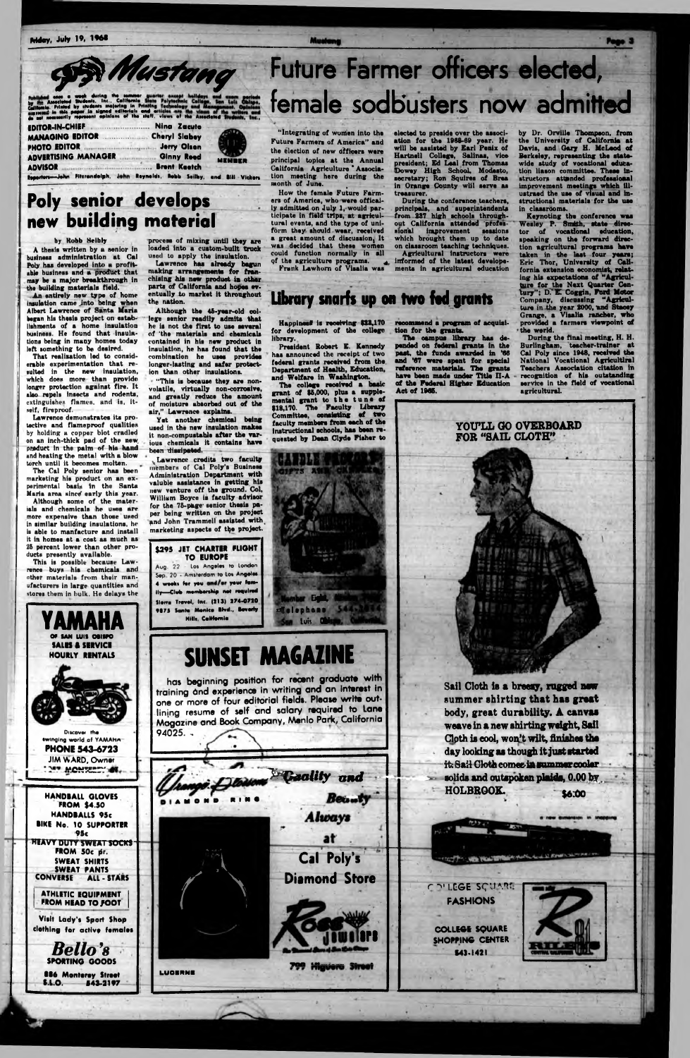# Mustang

Published once a week during the summer quarter except holidays and exam periods by the Associated Students, Inc., California State Polytechnic College, San Luis Obispo, California. Printed by students majoring in Printing Technology and Management. Opinions expressed in this paper in signed editorials and articles are the views of the writers and do not necessarily represent opinions of the staff, views of the Associated Students, Inc.

| | |
|---|---|
| EDITOR-IN-CHIEF | Nina Zacuto |
| MANAGING EDITOR | Cheryl Slabey |
| PHOTO EDITOR | Jerry Olsen |
| ADVERTISING MANAGER | Ginny Reed |
| ADVISOR | Brent Keetch |

Reporters—John Fitzrandolph, John Reynolds, Robb Seilby, and Bill Vickers

## Poly senior develops new building material

by Robb Seilby

A thesis written by a senior in business administration at Cal Poly has developed into a profitable business and a product that may be a major breakthrough in the building materials field.

An entirely new type of home insulation came into being when Albert Lawrence of Santa Maria began his thesis project on establishments of a home insulation business. He found that insulations being in many homes today left something to be desired.

That realization led to considerable experimentation that resulted in the new insulation, which does more than provide longer protection against fire. It also repels insects and rodents, extinguishes flames, and is, itself, fireproof.

Lawrence demonstrates its protective and flameproof qualities by holding a copper blot cradled on an inch-thick pad of the new product in the palm of his hand and heating the metal with a blow torch until it becomes molten.

The Cal Poly senior has been marketing his product on an experimental basis in the Santa Maria area since early this year.

Although some of the materials and chemicals he uses are more expensive than those used in similar building insulations, he is able to manufacture and install it in homes at a cost as much as 25 percent lower than other products presently available.

This is possible because Lawrence buys his chemicals and other materials from their manufacturers in large quantities and stores them in bulk. He delays the process of mixing until they are loaded into a custom-built truck used to apply the insulation.

Lawrence has already begun making arrangements for franchising his new product in other parts of California and hopes eventually to market it throughout the nation.

Although the 45-year-old college senior readily admits that he is not the first to use several of the materials and chemicals contained in his new product in insulation, he has found that the combination he uses provides longer-lasting and safer protection than other insulations.

"This is because they are nonvolatile, virtually non-corrosive, and greatly reduce the amount of moisture absorbed out of the air," Lawrence explains.

Yet another chemical being used in the new insulation makes it non-compustable after the various chemicals it contains have been dissipated.

Lawrence credits two faculty members of Cal Poly's Business Administration Department with valuble assistance in getting his new venture off the ground. Col. William Boyce is faculty advisor for the 75-page senior thesis paper being written on the project and John Trammell assisted with marketing aspects of the project.

# Future Farmer officers elected, female sodbusters now admitted

"Integrating of women into the Future Farmers of America" and the election of new officers were principal topics at the Annual California Agriculture Association meeting here during the month of June.

How the female Future Farmers of America, who were officially admitted on July 1, would participate in field trips, at agricultural events, and the type of uniform they should wear, received a great amount of discussion. It was decided that these women could function normally in all of the agriculture programs.

Frank Lawhorn of Visalia was elected to preside over the association for the 1968-69 year. He will be assisted by Earl Penix of Hartnell College, Salinas, vice president; Ed Leal from Thomas Dowey High School, Modesto, secretary; Ron Squires of Brea in Orange County will serve as treasurer.

During the conference teachers, principals, and superintendents from 337 high schools throughout California attended professional improvement sessions which brought them up to date on classroom teaching techniques.

Agricultural instructors were informed of the latest developments in agricultural education by Dr. Orville Thompson, from the University of California at Davis, and Gary H. McLeod of Berkeley, representing the statewide study of vocational education liason committee. These instructors attended professional improvement meetings which illustrated the use of visual and instructional materials for the use in classrooms.

Keynoting the conference was Wesley P. Smith, state director of vocational education, speaking on the forward direction agricultural programs have taken in the last four years; Eric Thor, University of California extension economist, relating his expectations of "Agriculture for the Next Quarter Century"; D. E. Coggin, Ford Motor Company, discussing "Agriculture in the year 2000," and Stacey Grange, a Visalia rancher, who provided a farmers viewpoint of the world.

During the final meeting, H. H. Burlingham, teacher-trainer at Cal Poly since 1948, received the National Vocational Agricultural Teachers Association citation in recognition of his outstanding service in the field of vocational agricultural.

## Library snarfs up on two fed grants

Happiness is receiving $22,170 for development of the college library.

President Robert E. Kennedy has announced the receipt of two federal grants received from the Department of Health, Education, and Welfare in Washington.

The college received a basic grant of $5,000, plus a supplemental grant to the tune of $18,170. The Faculty Library Committee, consisting of two faculty members from each of the instructional schools, has been requested by Dean Clyde Fisher to recommend a program of acquisition for the grants.

The campus library has depended on federal grants in the past, the funds awarded in '66 and '67 were spent for special reference materials. The grants have been made under Title II-A of the Federal Higher Education Act of 1965.

---

**$295 JET CHARTER FLIGHT TO EUROPE**

Aug. 22 Los Angeles to London
Sep. 20 - Amsterdam to Los Angeles
4 weeks for you and/or your family—Club membership not required
Sierra Travel, Inc. (213) 274-0730
9875 Santa Monica Blvd., Beverly Hills, California

---

**CANDLE PRODUCTS GIFTS AND CANDLES**

Telephone 544-....
San Luis Obispo, California

---

**YAMAHA** OF SAN LUIS OBISPO
SALES & SERVICE
HOURLY RENTALS

Discover the swinging world of YAMAHA
PHONE 543-6723
JIM WARD, Owner

---

**SUNSET MAGAZINE**

has beginning position for recent graduate with training and experience in writing and an interest in one or more of four editorial fields. Please write outlining resume of self and salary required to Lane Magazine and Book Company, Menlo Park, California 94025.

---

**YOU'LL GO OVERBOARD FOR "SAIL CLOTH"**

Sail Cloth is a breezy, rugged new summer shirting that has great body, great durability. A canvas weave in a new shirting weight, Sail Cloth is cool, won't wilt, finishes the day looking as though it just started it. Sail Cloth comes in summer cooler solids and outspoken plaids, 0.00 by HOLBROOK. $6.00

COLLEGE SQUARE FASHIONS
COLLEGE SQUARE SHOPPING CENTER
543-1421

---

HANDBALL GLOVES FROM $4.50
HANDBALLS 95c
BIKE No. 10 SUPPORTER 95c
HEAVY DUTY SWEAT SOCKS FROM 50c pr.
SWEAT SHIRTS
SWEAT PANTS
CONVERSE ALL - STARS

ATHLETIC EQUIPMENT FROM HEAD TO FOOT

Visit Lady's Sport Shop clothing for active females

**Bello's** SPORTING GOODS
886 Monterey Street
S.L.O. 543-2197

---

Orange Blossom DIAMOND RING

Quality and Beauty Always at Cal Poly's Diamond Store

Rose Jewelers
799 Higuera Street

LUCERNE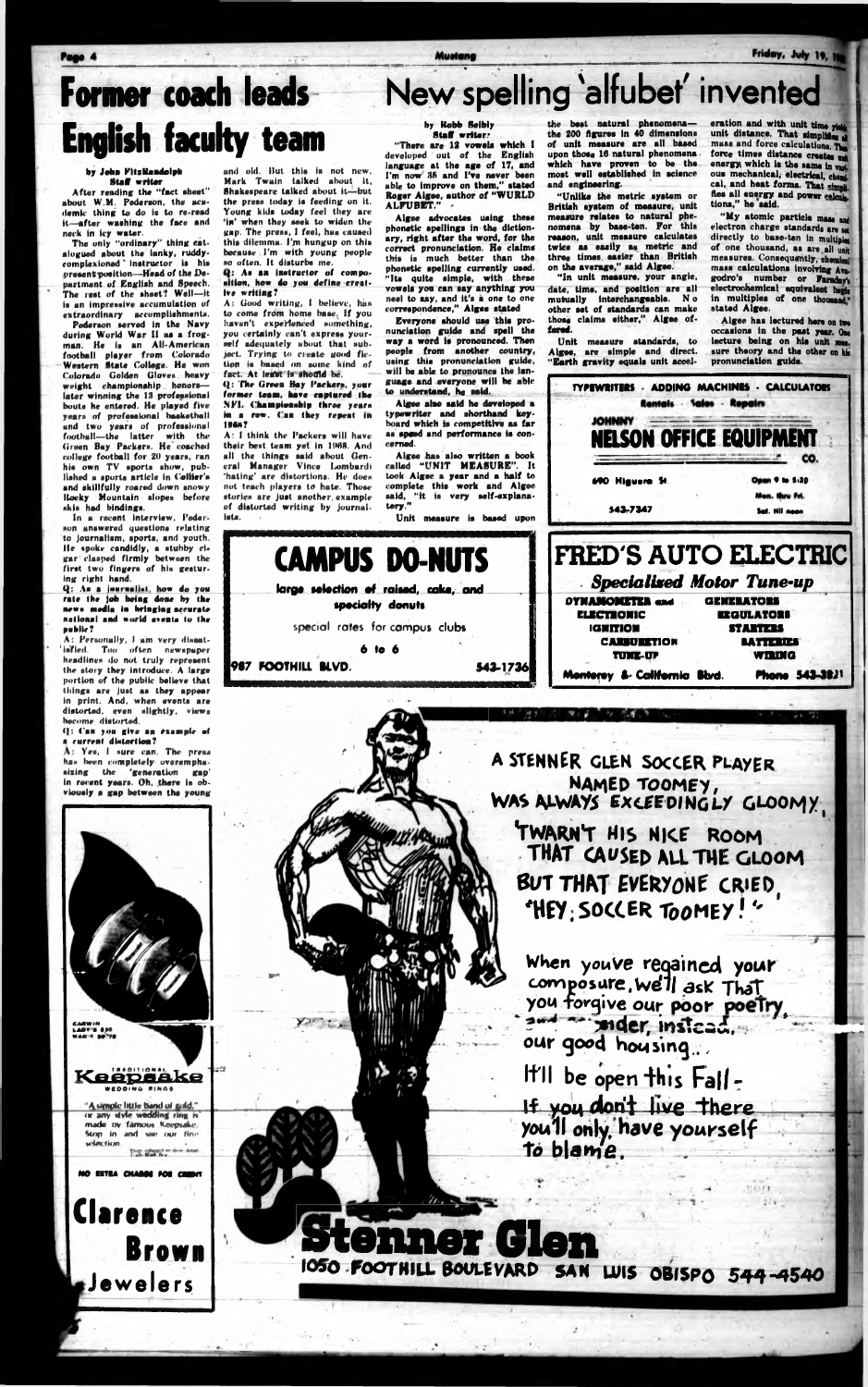# Former coach leads English faculty team

**by John FitzRandolph**
**Staff writer**

After reading the "fact sheet" about W.M. Pederson, the academic thing to do is to re-read it—after washing the face and neck in icy water.

The only "ordinary" thing catalogued about the lanky, ruddy-complexioned instructor is his present position—Head of the Department of English and Speech. The rest of the sheet? Well—it is an impressive accumulation of extraordinary accomplishments.

Pederson served in the Navy during World War II as a frogman. He is an All-American football player from Colorado Western State College. He won Colorado Golden Gloves heavy weight championship honors—later winning the 13 professional bouts he entered. He played five years of professional basketball and two years of professional football—the latter with the Green Bay Packers. He coached college football for 20 years, ran his own TV sports show, published a sports article in Collier's and skillfully roared down snowy Rocky Mountain slopes before skis had bindings.

In a recent interview, Pederson answered questions relating to journalism, sports, and youth. He spoke candidly, a stubby cigar clasped firmly between the first two fingers of his gesturing right hand.

**Q: As a journalist, how do you rate the job being done by the news media in bringing accurate national and world events to the public?**

A: Personally, I am very dissatisfied. Too often newspaper headlines do not truly represent the story they introduce. A large portion of the public believe that things are just as they appear in print. And, when events are distorted, even slightly, views become distorted.

**Q: Can you give an example of a current distortion?**

A: Yes, I sure can. The press has been completely overemphasizing the 'generation gap' in recent years. Oh, there is obviously a gap between the young and old. But this is not new. Mark Twain talked about it, Shakespeare talked about it—but the press today is feeding on it. Young kids today feel they are 'in' when they seek to widen the gap. The press, I feel, has caused this dilemma. I'm hungup on this because I'm with young people so often. It disturbs me.

**Q: As an instructor of composition, how do you define creative writing?**

A: Good writing, I believe, has to come from home base. If you haven't experienced something, you certainly can't express yourself adequately about that subject. Trying to create good fiction is based on some kind of fact. At least is should be.

**Q: The Green Bay Packers, your former team, have captured the NFL Championship three years in a row. Can they repeat in 1968?**

A: I think the Packers will have their best team yet in 1968. And all the things said about General Manager Vince Lombardi 'hating' are distortions. He does not teach players to hate. Those stories are just another example of distorted writing by journalists.

# New spelling 'alfubet' invented

**by Robb Beibly**
**Staff writer**

"There are 12 vowels which I developed out of the English language at the age of 17, and I'm now 35 and I've never been able to improve on them," stated Roger Algee, author of "WURLD ALFUBET."

Algee advocates using these phonetic spellings in the dictionary, right after the word, for the correct pronunciation. He claims this is much better than the phonetic spelling currently used. "Its quite simple, with these vowels you can say anything you neel to say, and it's a one to one correspondence," Algee stated.

Everyone should use this pronunciation guide and spell the way a word is pronounced. Then people from another country, using this pronunciation guide, will be able to pronounce the language and everyone will be able to understand, he said.

Algee also said he developed a typewriter and shorthand keyboard which is competitive as far as speed and performance is concerned.

Algee has also written a book called "UNIT MEASURE". It took Algee a year and a half to complete this work and Algee said, "it is very self-explanatory."

Unit measure is based upon the best natural phenomena—the 200 figures in 40 dimensions of unit measure are all based upon those 16 natural phenomena which have proven to be the most well established in science and engineering.

"Unlike the metric system or British system of measure, unit measure relates to natural phenomena by base-ten. For this reason, unit measure calculates twice as easily as metric and three times easier than British on the average," said Algee.

"In unit measure, your angle, date, time, and position are all mutually interchangeable. No other set of standards can make those claims either," Algee offered.

Unit measure standards, to Algee, are simple and direct. "Earth gravity equals unit acceleration and with unit time yields unit distance. That simplifies all mass and force calculations. The force times distance creates unit energy, which is the same in various mechanical, electrical, chemical, and heat forms. That simplifies all energy and power calculations," he said.

"My atomic particle mass and electron charge standards are set directly to base-ten in multiples of one thousand, as are all unit measures. Consequently, chemical mass calculations involving Avogadro's number or Faraday's electrochemical equivalent begin in multiples of one thousand," stated Algee.

Algee has lectured here on two occasions in the past year. One lecture being on his unit measure theory and the other on his pronunciation guide.

---

**TYPEWRITERS · ADDING MACHINES · CALCULATORS**
Rentals · Sales · Repairs
JOHNNY
**NELSON OFFICE EQUIPMENT CO.**
690 Higuera St — Open 9 to 5:30 Mon. thru Fri.
543-7347 — Sat. till noon

---

**CAMPUS DO-NUTS**
large selection of raised, cake, and specialty donuts
special rates for campus clubs
6 to 6
987 FOOTHILL BLVD. 543-1736

---

**FRED'S AUTO ELECTRIC**
*Specialized Motor Tune-up*
DYNAMOMETER and ELECTRONIC IGNITION · CARBURETION · TUNE-UP
GENERATORS · REGULATORS · STARTERS · BATTERIES · WIRING
Monterey & California Blvd. Phone 543-3821

---

A STENNER GLEN SOCCER PLAYER NAMED TOOMEY, WAS ALWAYS EXCEEDINGLY GLOOMY.
'TWARN'T HIS NICE ROOM THAT CAUSED ALL THE GLOOM BUT THAT EVERYONE CRIED, "HEY, SOCCER TOOMEY!"

When youve regained your composure, we'll ask That you forgive our poor poetry, and consider, instead, our good housing...
It'll be open this Fall-
If you don't live there you'll only have yourself to blame.

**Stenner Glen**
1050 FOOTHILL BOULEVARD SAN LUIS OBISPO 544-4540

---

**Keepsake** WEDDING RINGS
"A simple little band of gold," or any style wedding ring is made by famous Keepsake. Stop in and see our fine selection.

NO EXTRA CHARGE FOR CREDIT

**Clarence Brown Jewelers**